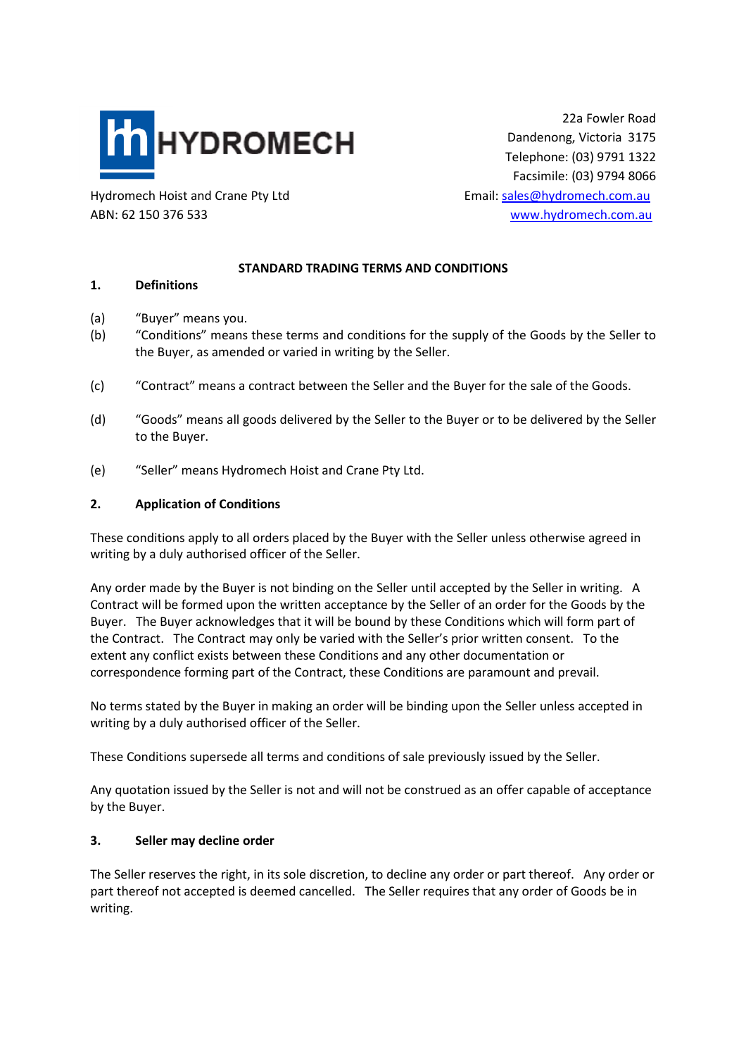HYDROMECH

Hydromech Hoist and Crane Pty Ltd
ABN: 62 150 376 533

22a Fowler Road
Dandenong, Victoria 3175
Telephone: (03) 9791 1322
Facsimile: (03) 9794 8066
Email: sales@hydromech.com.au
www.hydromech.com.au

# STANDARD TRADING TERMS AND CONDITIONS

## 1. Definitions

(a) "Buyer" means you.

(b) "Conditions" means these terms and conditions for the supply of the Goods by the Seller to the Buyer, as amended or varied in writing by the Seller.

(c) "Contract" means a contract between the Seller and the Buyer for the sale of the Goods.

(d) "Goods" means all goods delivered by the Seller to the Buyer or to be delivered by the Seller to the Buyer.

(e) "Seller" means Hydromech Hoist and Crane Pty Ltd.

## 2. Application of Conditions

These conditions apply to all orders placed by the Buyer with the Seller unless otherwise agreed in writing by a duly authorised officer of the Seller.

Any order made by the Buyer is not binding on the Seller until accepted by the Seller in writing. A Contract will be formed upon the written acceptance by the Seller of an order for the Goods by the Buyer. The Buyer acknowledges that it will be bound by these Conditions which will form part of the Contract. The Contract may only be varied with the Seller's prior written consent. To the extent any conflict exists between these Conditions and any other documentation or correspondence forming part of the Contract, these Conditions are paramount and prevail.

No terms stated by the Buyer in making an order will be binding upon the Seller unless accepted in writing by a duly authorised officer of the Seller.

These Conditions supersede all terms and conditions of sale previously issued by the Seller.

Any quotation issued by the Seller is not and will not be construed as an offer capable of acceptance by the Buyer.

## 3. Seller may decline order

The Seller reserves the right, in its sole discretion, to decline any order or part thereof. Any order or part thereof not accepted is deemed cancelled. The Seller requires that any order of Goods be in writing.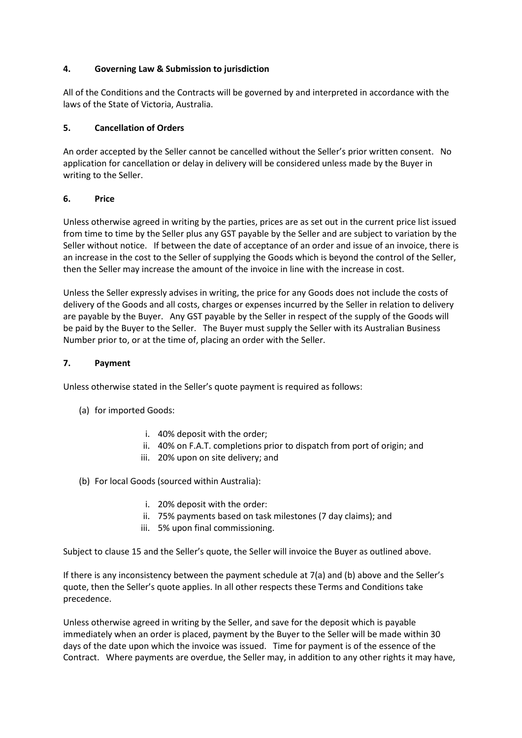## 4. Governing Law & Submission to jurisdiction

All of the Conditions and the Contracts will be governed by and interpreted in accordance with the laws of the State of Victoria, Australia.

## 5. Cancellation of Orders

An order accepted by the Seller cannot be cancelled without the Seller's prior written consent. No application for cancellation or delay in delivery will be considered unless made by the Buyer in writing to the Seller.

## 6. Price

Unless otherwise agreed in writing by the parties, prices are as set out in the current price list issued from time to time by the Seller plus any GST payable by the Seller and are subject to variation by the Seller without notice. If between the date of acceptance of an order and issue of an invoice, there is an increase in the cost to the Seller of supplying the Goods which is beyond the control of the Seller, then the Seller may increase the amount of the invoice in line with the increase in cost.

Unless the Seller expressly advises in writing, the price for any Goods does not include the costs of delivery of the Goods and all costs, charges or expenses incurred by the Seller in relation to delivery are payable by the Buyer. Any GST payable by the Seller in respect of the supply of the Goods will be paid by the Buyer to the Seller. The Buyer must supply the Seller with its Australian Business Number prior to, or at the time of, placing an order with the Seller.

## 7. Payment

Unless otherwise stated in the Seller's quote payment is required as follows:

(a) for imported Goods:

   i. 40% deposit with the order;
   ii. 40% on F.A.T. completions prior to dispatch from port of origin; and
   iii. 20% upon on site delivery; and

(b) For local Goods (sourced within Australia):

   i. 20% deposit with the order:
   ii. 75% payments based on task milestones (7 day claims); and
   iii. 5% upon final commissioning.

Subject to clause 15 and the Seller's quote, the Seller will invoice the Buyer as outlined above.

If there is any inconsistency between the payment schedule at 7(a) and (b) above and the Seller's quote, then the Seller's quote applies. In all other respects these Terms and Conditions take precedence.

Unless otherwise agreed in writing by the Seller, and save for the deposit which is payable immediately when an order is placed, payment by the Buyer to the Seller will be made within 30 days of the date upon which the invoice was issued. Time for payment is of the essence of the Contract. Where payments are overdue, the Seller may, in addition to any other rights it may have,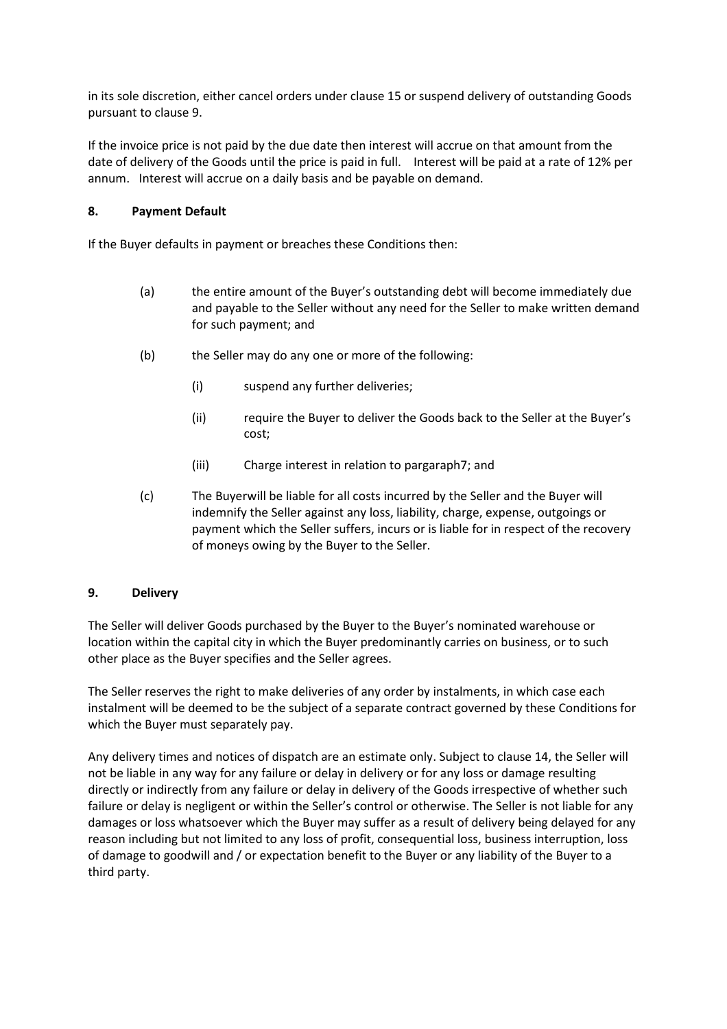in its sole discretion, either cancel orders under clause 15 or suspend delivery of outstanding Goods pursuant to clause 9.

If the invoice price is not paid by the due date then interest will accrue on that amount from the date of delivery of the Goods until the price is paid in full. Interest will be paid at a rate of 12% per annum. Interest will accrue on a daily basis and be payable on demand.

### 8. Payment Default

If the Buyer defaults in payment or breaches these Conditions then:

(a) the entire amount of the Buyer's outstanding debt will become immediately due and payable to the Seller without any need for the Seller to make written demand for such payment; and

(b) the Seller may do any one or more of the following:

  (i) suspend any further deliveries;

  (ii) require the Buyer to deliver the Goods back to the Seller at the Buyer's cost;

  (iii) Charge interest in relation to pargaraph7; and

(c) The Buyerwill be liable for all costs incurred by the Seller and the Buyer will indemnify the Seller against any loss, liability, charge, expense, outgoings or payment which the Seller suffers, incurs or is liable for in respect of the recovery of moneys owing by the Buyer to the Seller.

### 9. Delivery

The Seller will deliver Goods purchased by the Buyer to the Buyer's nominated warehouse or location within the capital city in which the Buyer predominantly carries on business, or to such other place as the Buyer specifies and the Seller agrees.

The Seller reserves the right to make deliveries of any order by instalments, in which case each instalment will be deemed to be the subject of a separate contract governed by these Conditions for which the Buyer must separately pay.

Any delivery times and notices of dispatch are an estimate only. Subject to clause 14, the Seller will not be liable in any way for any failure or delay in delivery or for any loss or damage resulting directly or indirectly from any failure or delay in delivery of the Goods irrespective of whether such failure or delay is negligent or within the Seller's control or otherwise. The Seller is not liable for any damages or loss whatsoever which the Buyer may suffer as a result of delivery being delayed for any reason including but not limited to any loss of profit, consequential loss, business interruption, loss of damage to goodwill and / or expectation benefit to the Buyer or any liability of the Buyer to a third party.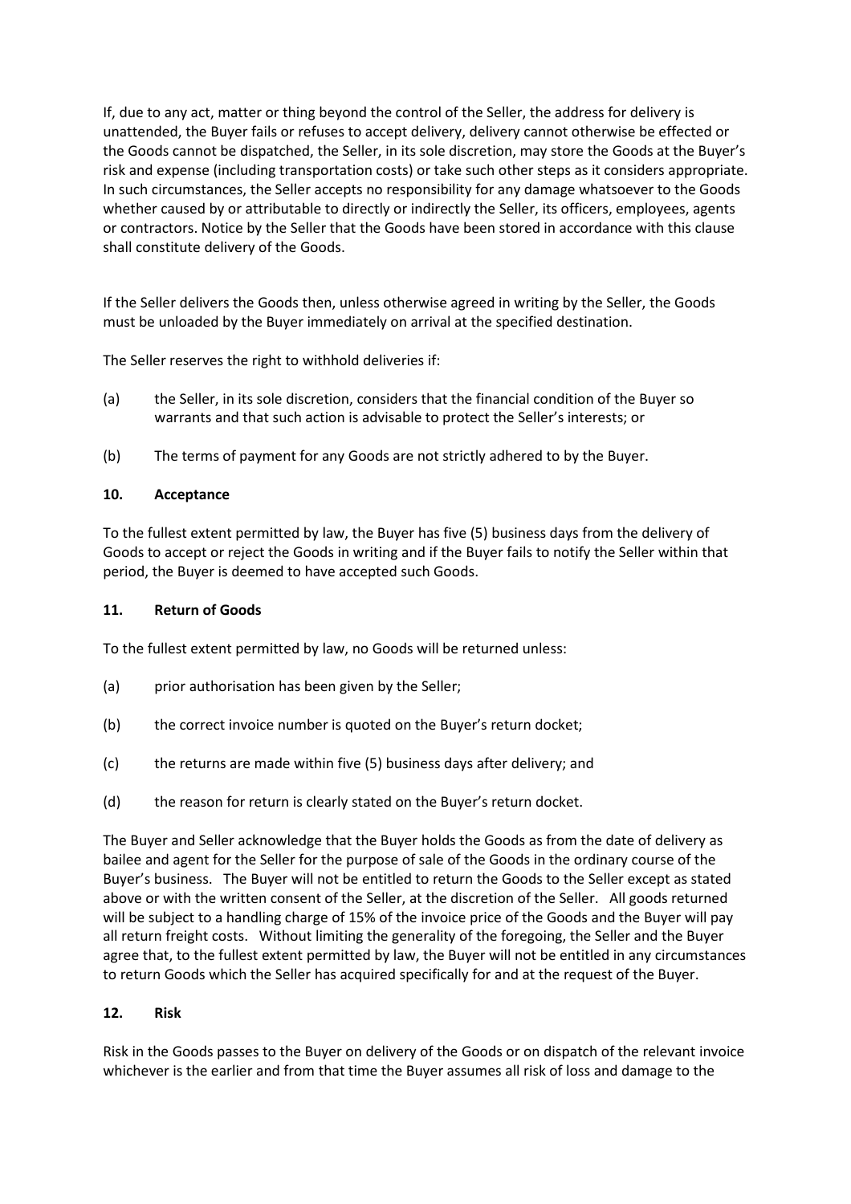If, due to any act, matter or thing beyond the control of the Seller, the address for delivery is unattended, the Buyer fails or refuses to accept delivery, delivery cannot otherwise be effected or the Goods cannot be dispatched, the Seller, in its sole discretion, may store the Goods at the Buyer's risk and expense (including transportation costs) or take such other steps as it considers appropriate. In such circumstances, the Seller accepts no responsibility for any damage whatsoever to the Goods whether caused by or attributable to directly or indirectly the Seller, its officers, employees, agents or contractors. Notice by the Seller that the Goods have been stored in accordance with this clause shall constitute delivery of the Goods.

If the Seller delivers the Goods then, unless otherwise agreed in writing by the Seller, the Goods must be unloaded by the Buyer immediately on arrival at the specified destination.

The Seller reserves the right to withhold deliveries if:

(a) the Seller, in its sole discretion, considers that the financial condition of the Buyer so warrants and that such action is advisable to protect the Seller's interests; or

(b) The terms of payment for any Goods are not strictly adhered to by the Buyer.

**10. Acceptance**

To the fullest extent permitted by law, the Buyer has five (5) business days from the delivery of Goods to accept or reject the Goods in writing and if the Buyer fails to notify the Seller within that period, the Buyer is deemed to have accepted such Goods.

**11. Return of Goods**

To the fullest extent permitted by law, no Goods will be returned unless:

(a) prior authorisation has been given by the Seller;

(b) the correct invoice number is quoted on the Buyer's return docket;

(c) the returns are made within five (5) business days after delivery; and

(d) the reason for return is clearly stated on the Buyer's return docket.

The Buyer and Seller acknowledge that the Buyer holds the Goods as from the date of delivery as bailee and agent for the Seller for the purpose of sale of the Goods in the ordinary course of the Buyer's business. The Buyer will not be entitled to return the Goods to the Seller except as stated above or with the written consent of the Seller, at the discretion of the Seller. All goods returned will be subject to a handling charge of 15% of the invoice price of the Goods and the Buyer will pay all return freight costs. Without limiting the generality of the foregoing, the Seller and the Buyer agree that, to the fullest extent permitted by law, the Buyer will not be entitled in any circumstances to return Goods which the Seller has acquired specifically for and at the request of the Buyer.

**12. Risk**

Risk in the Goods passes to the Buyer on delivery of the Goods or on dispatch of the relevant invoice whichever is the earlier and from that time the Buyer assumes all risk of loss and damage to the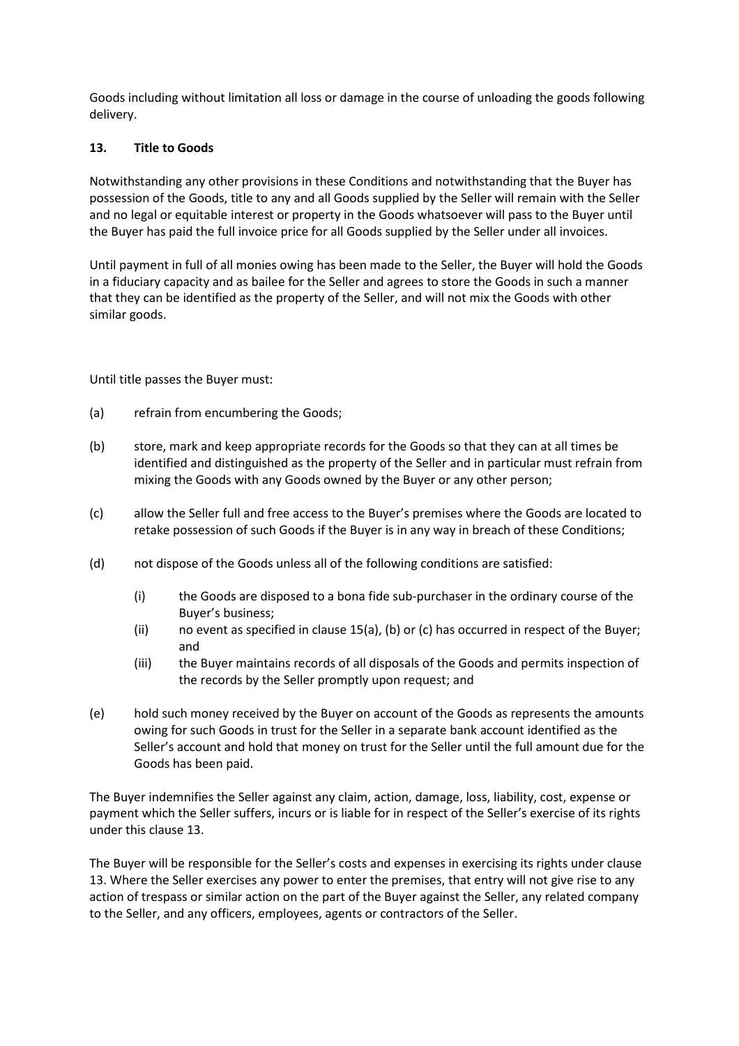Goods including without limitation all loss or damage in the course of unloading the goods following delivery.

## 13. Title to Goods

Notwithstanding any other provisions in these Conditions and notwithstanding that the Buyer has possession of the Goods, title to any and all Goods supplied by the Seller will remain with the Seller and no legal or equitable interest or property in the Goods whatsoever will pass to the Buyer until the Buyer has paid the full invoice price for all Goods supplied by the Seller under all invoices.

Until payment in full of all monies owing has been made to the Seller, the Buyer will hold the Goods in a fiduciary capacity and as bailee for the Seller and agrees to store the Goods in such a manner that they can be identified as the property of the Seller, and will not mix the Goods with other similar goods.

Until title passes the Buyer must:

(a) refrain from encumbering the Goods;

(b) store, mark and keep appropriate records for the Goods so that they can at all times be identified and distinguished as the property of the Seller and in particular must refrain from mixing the Goods with any Goods owned by the Buyer or any other person;

(c) allow the Seller full and free access to the Buyer's premises where the Goods are located to retake possession of such Goods if the Buyer is in any way in breach of these Conditions;

(d) not dispose of the Goods unless all of the following conditions are satisfied:

  (i) the Goods are disposed to a bona fide sub-purchaser in the ordinary course of the Buyer's business;
  
  (ii) no event as specified in clause 15(a), (b) or (c) has occurred in respect of the Buyer; and
  
  (iii) the Buyer maintains records of all disposals of the Goods and permits inspection of the records by the Seller promptly upon request; and

(e) hold such money received by the Buyer on account of the Goods as represents the amounts owing for such Goods in trust for the Seller in a separate bank account identified as the Seller's account and hold that money on trust for the Seller until the full amount due for the Goods has been paid.

The Buyer indemnifies the Seller against any claim, action, damage, loss, liability, cost, expense or payment which the Seller suffers, incurs or is liable for in respect of the Seller's exercise of its rights under this clause 13.

The Buyer will be responsible for the Seller's costs and expenses in exercising its rights under clause 13. Where the Seller exercises any power to enter the premises, that entry will not give rise to any action of trespass or similar action on the part of the Buyer against the Seller, any related company to the Seller, and any officers, employees, agents or contractors of the Seller.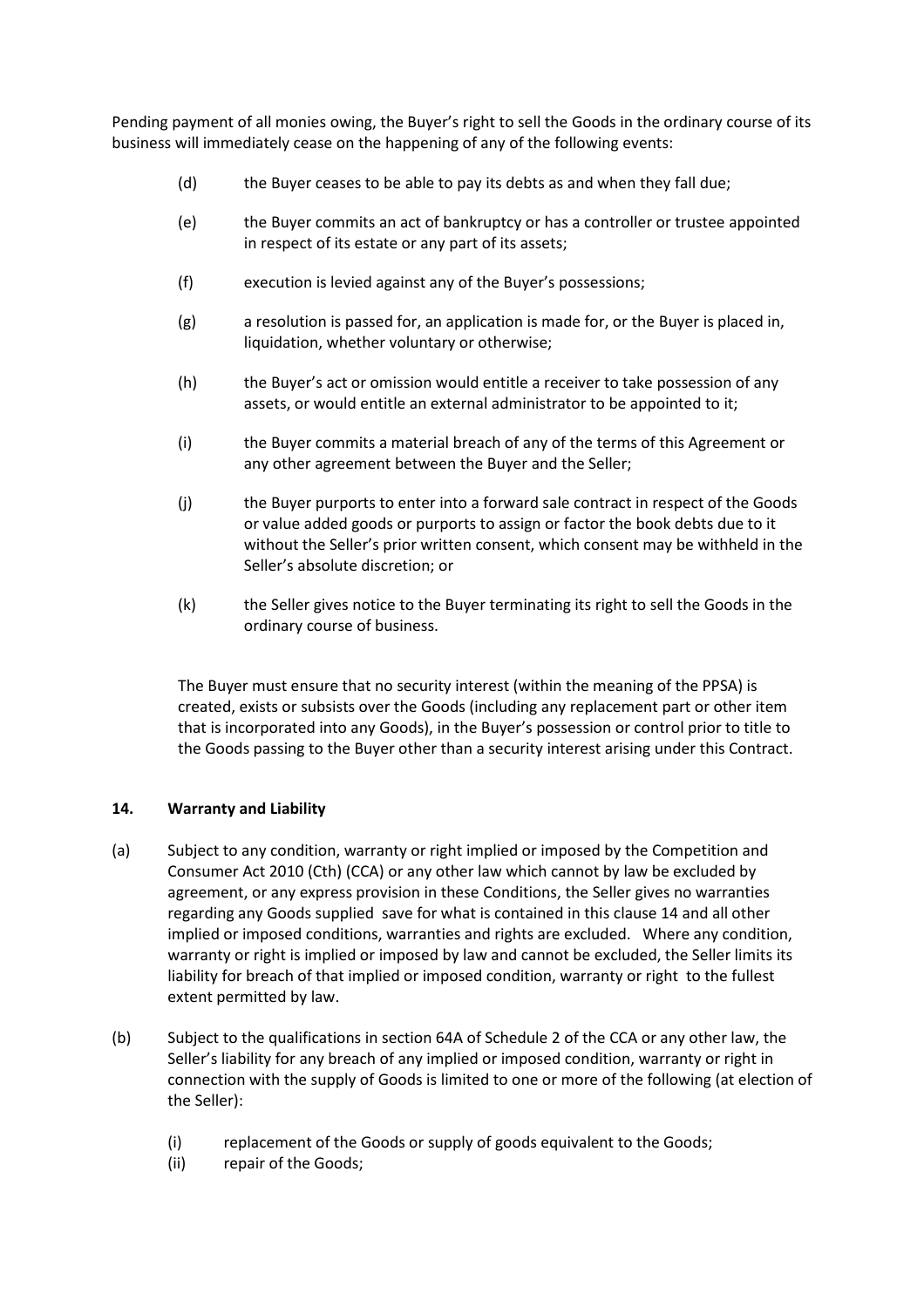Pending payment of all monies owing, the Buyer's right to sell the Goods in the ordinary course of its business will immediately cease on the happening of any of the following events:

(d) the Buyer ceases to be able to pay its debts as and when they fall due;

(e) the Buyer commits an act of bankruptcy or has a controller or trustee appointed in respect of its estate or any part of its assets;

(f) execution is levied against any of the Buyer's possessions;

(g) a resolution is passed for, an application is made for, or the Buyer is placed in, liquidation, whether voluntary or otherwise;

(h) the Buyer's act or omission would entitle a receiver to take possession of any assets, or would entitle an external administrator to be appointed to it;

(i) the Buyer commits a material breach of any of the terms of this Agreement or any other agreement between the Buyer and the Seller;

(j) the Buyer purports to enter into a forward sale contract in respect of the Goods or value added goods or purports to assign or factor the book debts due to it without the Seller's prior written consent, which consent may be withheld in the Seller's absolute discretion; or

(k) the Seller gives notice to the Buyer terminating its right to sell the Goods in the ordinary course of business.

The Buyer must ensure that no security interest (within the meaning of the PPSA) is created, exists or subsists over the Goods (including any replacement part or other item that is incorporated into any Goods), in the Buyer's possession or control prior to title to the Goods passing to the Buyer other than a security interest arising under this Contract.

## 14. Warranty and Liability

(a) Subject to any condition, warranty or right implied or imposed by the Competition and Consumer Act 2010 (Cth) (CCA) or any other law which cannot by law be excluded by agreement, or any express provision in these Conditions, the Seller gives no warranties regarding any Goods supplied save for what is contained in this clause 14 and all other implied or imposed conditions, warranties and rights are excluded. Where any condition, warranty or right is implied or imposed by law and cannot be excluded, the Seller limits its liability for breach of that implied or imposed condition, warranty or right to the fullest extent permitted by law.

(b) Subject to the qualifications in section 64A of Schedule 2 of the CCA or any other law, the Seller's liability for any breach of any implied or imposed condition, warranty or right in connection with the supply of Goods is limited to one or more of the following (at election of the Seller):

   (i) replacement of the Goods or supply of goods equivalent to the Goods;
   (ii) repair of the Goods;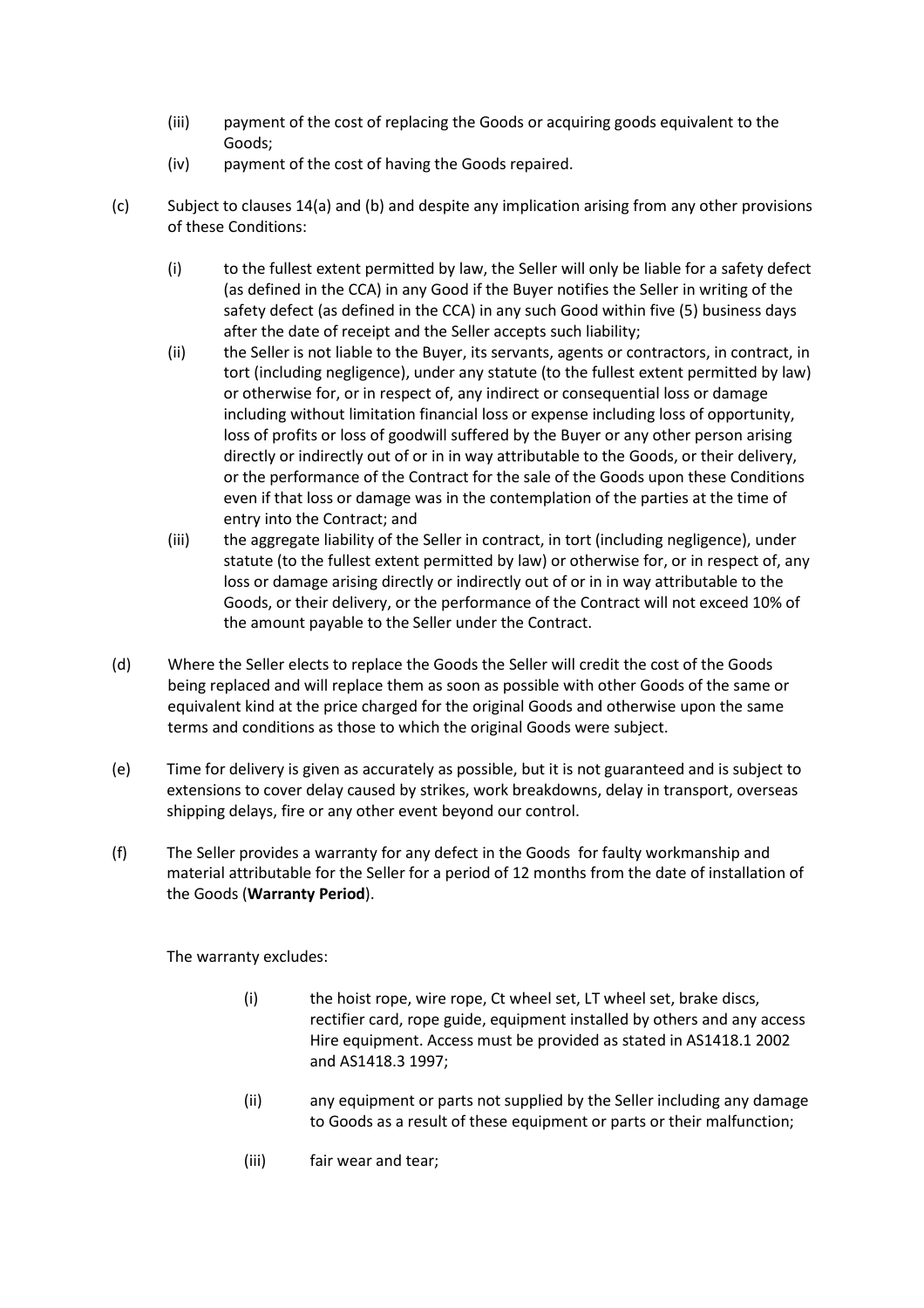(iii) payment of the cost of replacing the Goods or acquiring goods equivalent to the Goods;

(iv) payment of the cost of having the Goods repaired.

(c) Subject to clauses 14(a) and (b) and despite any implication arising from any other provisions of these Conditions:

(i) to the fullest extent permitted by law, the Seller will only be liable for a safety defect (as defined in the CCA) in any Good if the Buyer notifies the Seller in writing of the safety defect (as defined in the CCA) in any such Good within five (5) business days after the date of receipt and the Seller accepts such liability;

(ii) the Seller is not liable to the Buyer, its servants, agents or contractors, in contract, in tort (including negligence), under any statute (to the fullest extent permitted by law) or otherwise for, or in respect of, any indirect or consequential loss or damage including without limitation financial loss or expense including loss of opportunity, loss of profits or loss of goodwill suffered by the Buyer or any other person arising directly or indirectly out of or in in way attributable to the Goods, or their delivery, or the performance of the Contract for the sale of the Goods upon these Conditions even if that loss or damage was in the contemplation of the parties at the time of entry into the Contract; and

(iii) the aggregate liability of the Seller in contract, in tort (including negligence), under statute (to the fullest extent permitted by law) or otherwise for, or in respect of, any loss or damage arising directly or indirectly out of or in in way attributable to the Goods, or their delivery, or the performance of the Contract will not exceed 10% of the amount payable to the Seller under the Contract.

(d) Where the Seller elects to replace the Goods the Seller will credit the cost of the Goods being replaced and will replace them as soon as possible with other Goods of the same or equivalent kind at the price charged for the original Goods and otherwise upon the same terms and conditions as those to which the original Goods were subject.

(e) Time for delivery is given as accurately as possible, but it is not guaranteed and is subject to extensions to cover delay caused by strikes, work breakdowns, delay in transport, overseas shipping delays, fire or any other event beyond our control.

(f) The Seller provides a warranty for any defect in the Goods for faulty workmanship and material attributable for the Seller for a period of 12 months from the date of installation of the Goods (**Warranty Period**).

The warranty excludes:

(i) the hoist rope, wire rope, Ct wheel set, LT wheel set, brake discs, rectifier card, rope guide, equipment installed by others and any access Hire equipment. Access must be provided as stated in AS1418.1 2002 and AS1418.3 1997;

(ii) any equipment or parts not supplied by the Seller including any damage to Goods as a result of these equipment or parts or their malfunction;

(iii) fair wear and tear;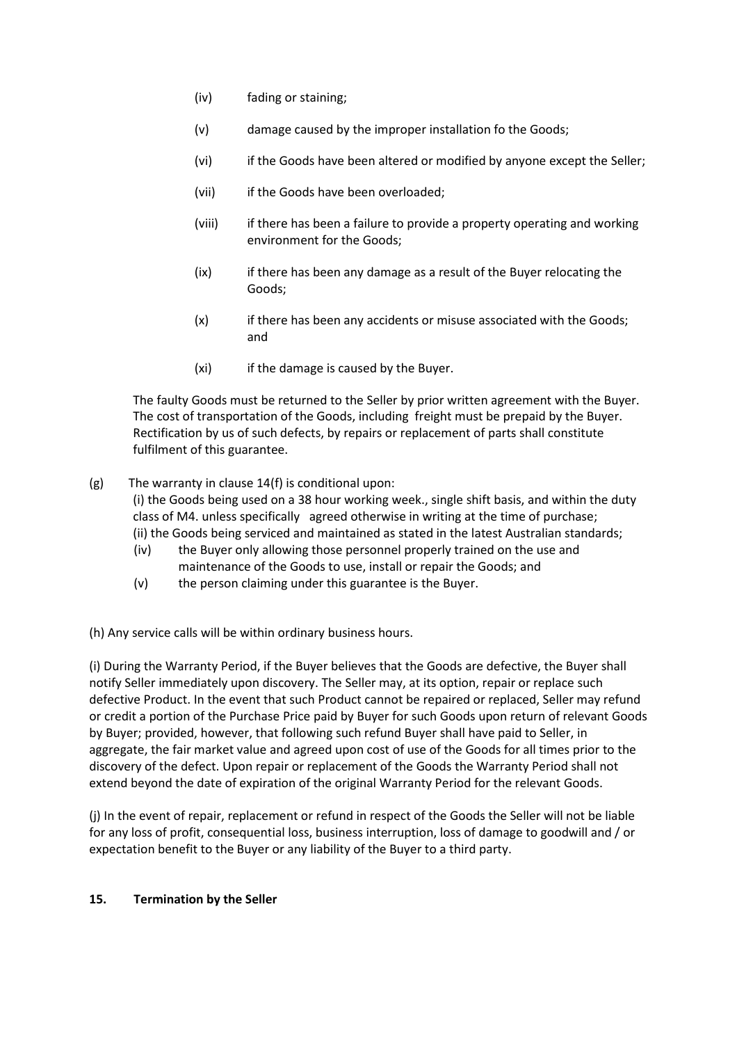(iv) fading or staining;

(v) damage caused by the improper installation fo the Goods;

(vi) if the Goods have been altered or modified by anyone except the Seller;

(vii) if the Goods have been overloaded;

(viii) if there has been a failure to provide a property operating and working environment for the Goods;

(ix) if there has been any damage as a result of the Buyer relocating the Goods;

(x) if there has been any accidents or misuse associated with the Goods; and

(xi) if the damage is caused by the Buyer.

The faulty Goods must be returned to the Seller by prior written agreement with the Buyer. The cost of transportation of the Goods, including freight must be prepaid by the Buyer. Rectification by us of such defects, by repairs or replacement of parts shall constitute fulfilment of this guarantee.

(g) The warranty in clause 14(f) is conditional upon:
(i) the Goods being used on a 38 hour working week., single shift basis, and within the duty class of M4. unless specifically agreed otherwise in writing at the time of purchase;
(ii) the Goods being serviced and maintained as stated in the latest Australian standards;
(iv) the Buyer only allowing those personnel properly trained on the use and maintenance of the Goods to use, install or repair the Goods; and
(v) the person claiming under this guarantee is the Buyer.

(h) Any service calls will be within ordinary business hours.

(i) During the Warranty Period, if the Buyer believes that the Goods are defective, the Buyer shall notify Seller immediately upon discovery. The Seller may, at its option, repair or replace such defective Product. In the event that such Product cannot be repaired or replaced, Seller may refund or credit a portion of the Purchase Price paid by Buyer for such Goods upon return of relevant Goods by Buyer; provided, however, that following such refund Buyer shall have paid to Seller, in aggregate, the fair market value and agreed upon cost of use of the Goods for all times prior to the discovery of the defect. Upon repair or replacement of the Goods the Warranty Period shall not extend beyond the date of expiration of the original Warranty Period for the relevant Goods.

(j) In the event of repair, replacement or refund in respect of the Goods the Seller will not be liable for any loss of profit, consequential loss, business interruption, loss of damage to goodwill and / or expectation benefit to the Buyer or any liability of the Buyer to a third party.

**15. Termination by the Seller**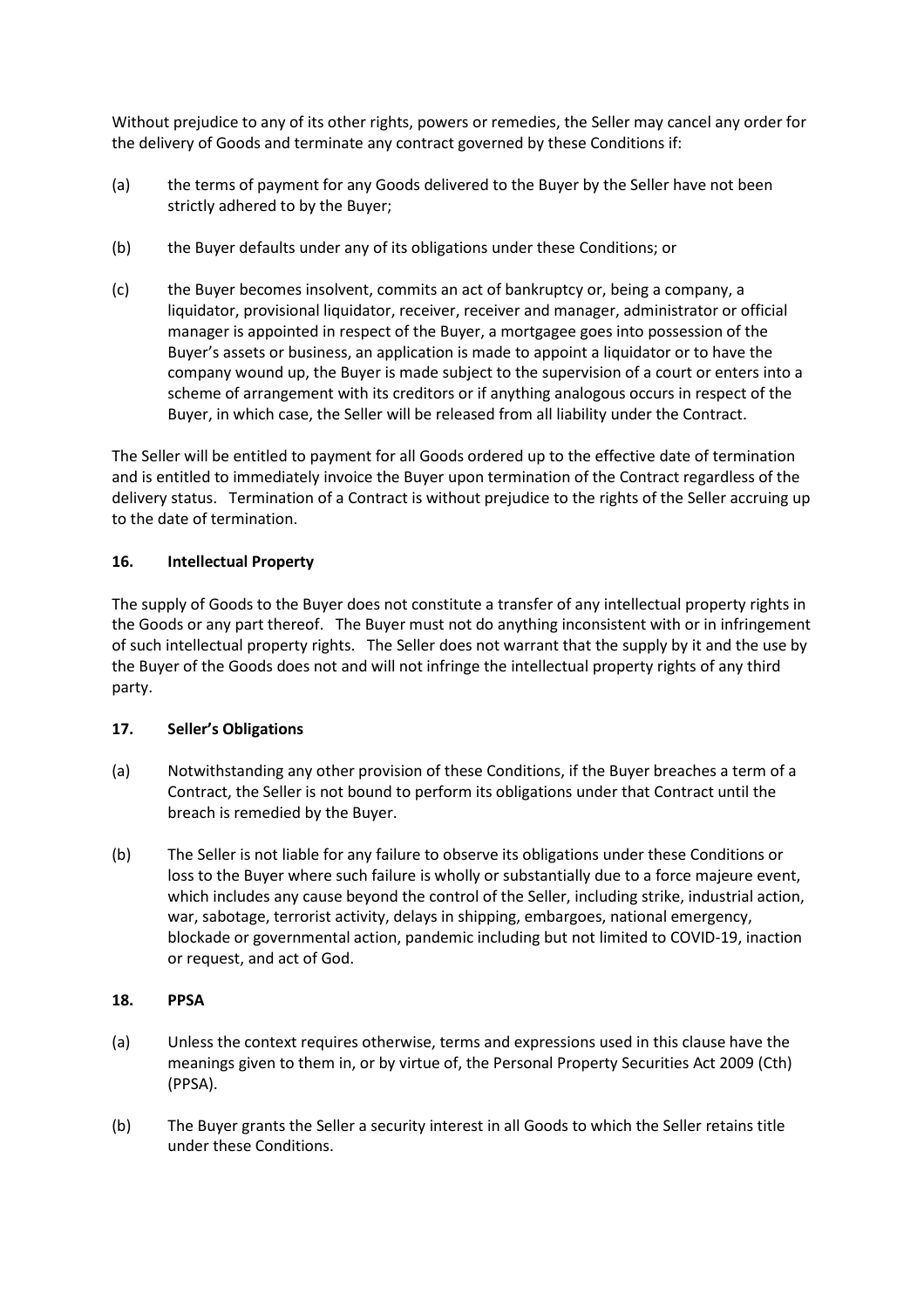Without prejudice to any of its other rights, powers or remedies, the Seller may cancel any order for the delivery of Goods and terminate any contract governed by these Conditions if:

(a) the terms of payment for any Goods delivered to the Buyer by the Seller have not been strictly adhered to by the Buyer;

(b) the Buyer defaults under any of its obligations under these Conditions; or

(c) the Buyer becomes insolvent, commits an act of bankruptcy or, being a company, a liquidator, provisional liquidator, receiver, receiver and manager, administrator or official manager is appointed in respect of the Buyer, a mortgagee goes into possession of the Buyer's assets or business, an application is made to appoint a liquidator or to have the company wound up, the Buyer is made subject to the supervision of a court or enters into a scheme of arrangement with its creditors or if anything analogous occurs in respect of the Buyer, in which case, the Seller will be released from all liability under the Contract.

The Seller will be entitled to payment for all Goods ordered up to the effective date of termination and is entitled to immediately invoice the Buyer upon termination of the Contract regardless of the delivery status. Termination of a Contract is without prejudice to the rights of the Seller accruing up to the date of termination.

**16. Intellectual Property**

The supply of Goods to the Buyer does not constitute a transfer of any intellectual property rights in the Goods or any part thereof. The Buyer must not do anything inconsistent with or in infringement of such intellectual property rights. The Seller does not warrant that the supply by it and the use by the Buyer of the Goods does not and will not infringe the intellectual property rights of any third party.

**17. Seller's Obligations**

(a) Notwithstanding any other provision of these Conditions, if the Buyer breaches a term of a Contract, the Seller is not bound to perform its obligations under that Contract until the breach is remedied by the Buyer.

(b) The Seller is not liable for any failure to observe its obligations under these Conditions or loss to the Buyer where such failure is wholly or substantially due to a force majeure event, which includes any cause beyond the control of the Seller, including strike, industrial action, war, sabotage, terrorist activity, delays in shipping, embargoes, national emergency, blockade or governmental action, pandemic including but not limited to COVID-19, inaction or request, and act of God.

**18. PPSA**

(a) Unless the context requires otherwise, terms and expressions used in this clause have the meanings given to them in, or by virtue of, the Personal Property Securities Act 2009 (Cth) (PPSA).

(b) The Buyer grants the Seller a security interest in all Goods to which the Seller retains title under these Conditions.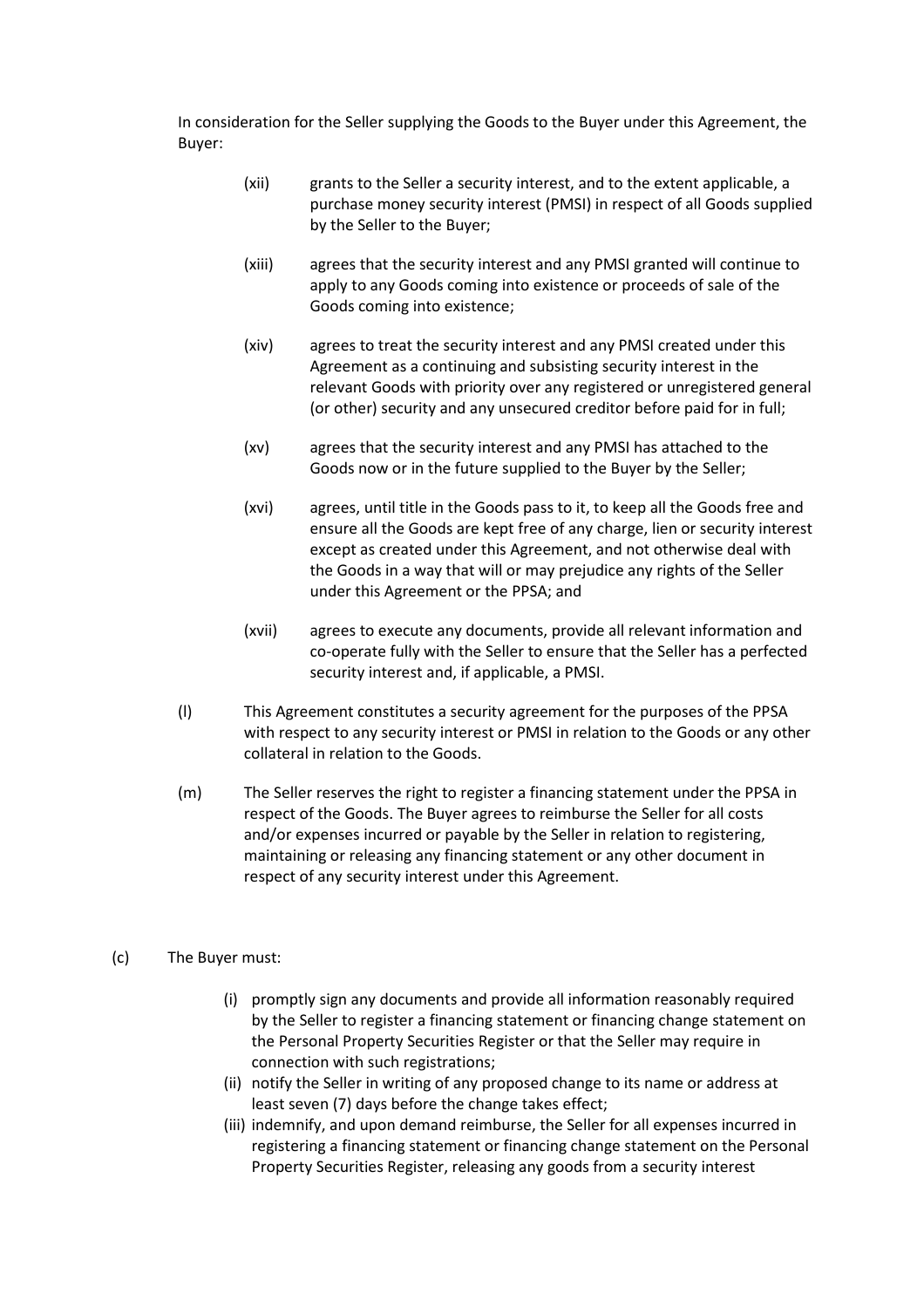In consideration for the Seller supplying the Goods to the Buyer under this Agreement, the Buyer:

(xii) grants to the Seller a security interest, and to the extent applicable, a purchase money security interest (PMSI) in respect of all Goods supplied by the Seller to the Buyer;

(xiii) agrees that the security interest and any PMSI granted will continue to apply to any Goods coming into existence or proceeds of sale of the Goods coming into existence;

(xiv) agrees to treat the security interest and any PMSI created under this Agreement as a continuing and subsisting security interest in the relevant Goods with priority over any registered or unregistered general (or other) security and any unsecured creditor before paid for in full;

(xv) agrees that the security interest and any PMSI has attached to the Goods now or in the future supplied to the Buyer by the Seller;

(xvi) agrees, until title in the Goods pass to it, to keep all the Goods free and ensure all the Goods are kept free of any charge, lien or security interest except as created under this Agreement, and not otherwise deal with the Goods in a way that will or may prejudice any rights of the Seller under this Agreement or the PPSA; and

(xvii) agrees to execute any documents, provide all relevant information and co-operate fully with the Seller to ensure that the Seller has a perfected security interest and, if applicable, a PMSI.

(l) This Agreement constitutes a security agreement for the purposes of the PPSA with respect to any security interest or PMSI in relation to the Goods or any other collateral in relation to the Goods.

(m) The Seller reserves the right to register a financing statement under the PPSA in respect of the Goods. The Buyer agrees to reimburse the Seller for all costs and/or expenses incurred or payable by the Seller in relation to registering, maintaining or releasing any financing statement or any other document in respect of any security interest under this Agreement.

(c) The Buyer must:

(i) promptly sign any documents and provide all information reasonably required by the Seller to register a financing statement or financing change statement on the Personal Property Securities Register or that the Seller may require in connection with such registrations;
(ii) notify the Seller in writing of any proposed change to its name or address at least seven (7) days before the change takes effect;
(iii) indemnify, and upon demand reimburse, the Seller for all expenses incurred in registering a financing statement or financing change statement on the Personal Property Securities Register, releasing any goods from a security interest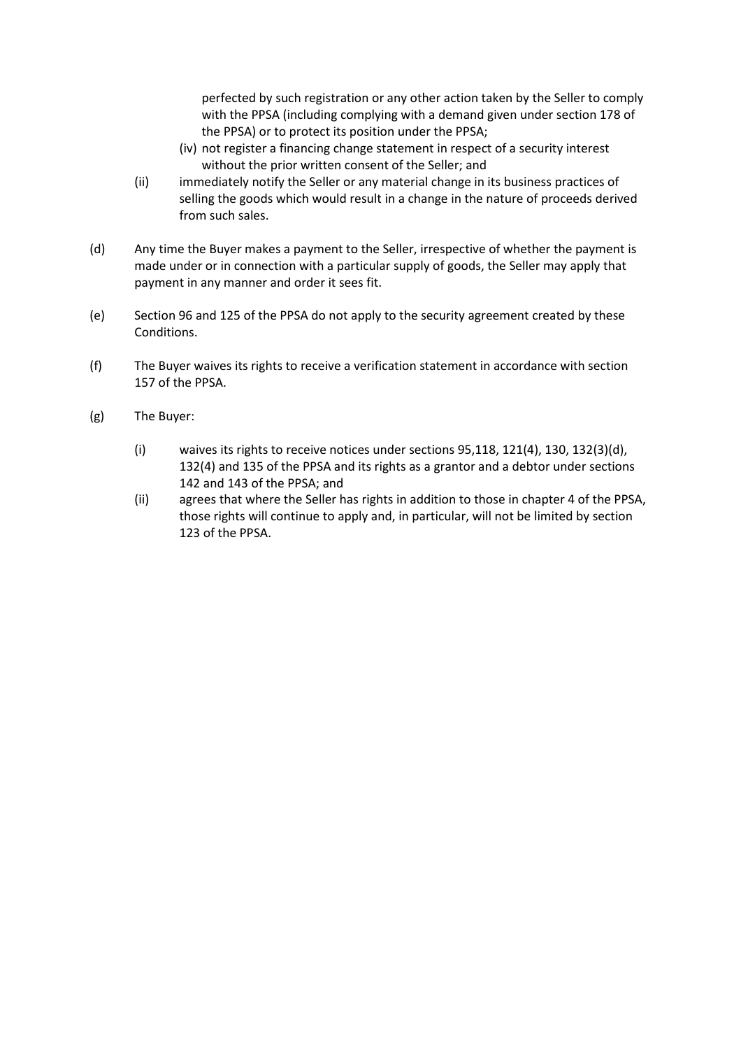perfected by such registration or any other action taken by the Seller to comply with the PPSA (including complying with a demand given under section 178 of the PPSA) or to protect its position under the PPSA;

(iv) not register a financing change statement in respect of a security interest without the prior written consent of the Seller; and

(ii) immediately notify the Seller or any material change in its business practices of selling the goods which would result in a change in the nature of proceeds derived from such sales.

(d) Any time the Buyer makes a payment to the Seller, irrespective of whether the payment is made under or in connection with a particular supply of goods, the Seller may apply that payment in any manner and order it sees fit.

(e) Section 96 and 125 of the PPSA do not apply to the security agreement created by these Conditions.

(f) The Buyer waives its rights to receive a verification statement in accordance with section 157 of the PPSA.

(g) The Buyer:

(i) waives its rights to receive notices under sections 95,118, 121(4), 130, 132(3)(d), 132(4) and 135 of the PPSA and its rights as a grantor and a debtor under sections 142 and 143 of the PPSA; and

(ii) agrees that where the Seller has rights in addition to those in chapter 4 of the PPSA, those rights will continue to apply and, in particular, will not be limited by section 123 of the PPSA.